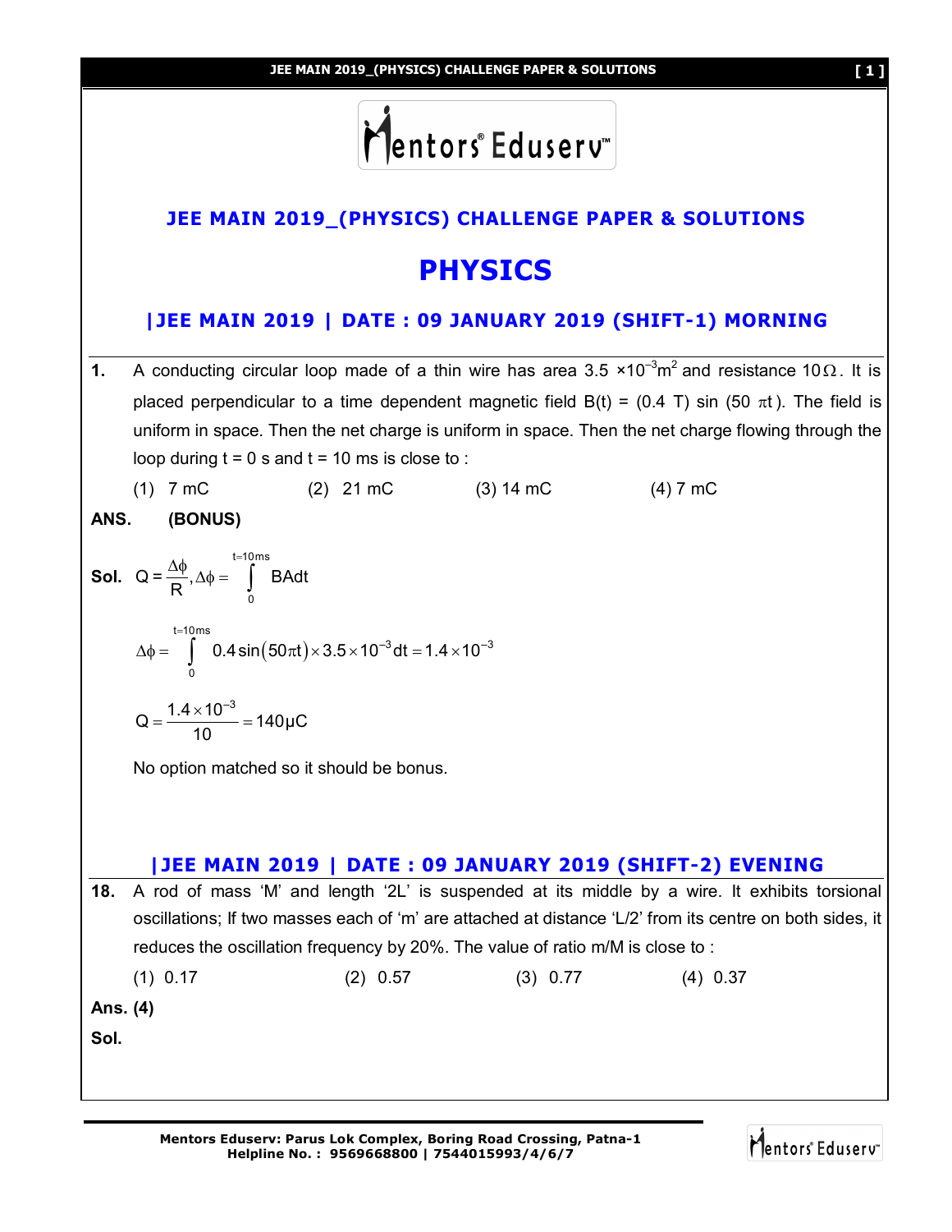# JEE MAIN 2019_(PHYSICS) CHALLENGE PAPER & SOLUTIONS

# PHYSICS

## |JEE MAIN 2019 | DATE : 09 JANUARY 2019 (SHIFT-1) MORNING

**1.** A conducting circular loop made of a thin wire has area $3.5 \times 10^{-3} m^2$ and resistance $10\Omega$. It is placed perpendicular to a time dependent magnetic field B(t) = (0.4 T) sin (50 $\pi$t). The field is uniform in space. Then the net charge is uniform in space. Then the net charge flowing through the loop during t = 0 s and t = 10 ms is close to :

(1) 7 mC (2) 21 mC (3) 14 mC (4) 7 mC

**ANS. (BONUS)**

**Sol.** $Q = \frac{\Delta\phi}{R}, \Delta\phi = \int_{0}^{t=10ms} BAdt$

$$\Delta\phi = \int_{0}^{t=10ms} 0.4\sin(50\pi t) \times 3.5 \times 10^{-3} dt = 1.4 \times 10^{-3}$$

$$Q = \frac{1.4 \times 10^{-3}}{10} = 140\mu C$$

No option matched so it should be bonus.

## |JEE MAIN 2019 | DATE : 09 JANUARY 2019 (SHIFT-2) EVENING

**18.** A rod of mass 'M' and length '2L' is suspended at its middle by a wire. It exhibits torsional oscillations; If two masses each of 'm' are attached at distance 'L/2' from its centre on both sides, it reduces the oscillation frequency by 20%. The value of ratio m/M is close to :

(1) 0.17 (2) 0.57 (3) 0.77 (4) 0.37

**Ans. (4)**

**Sol.**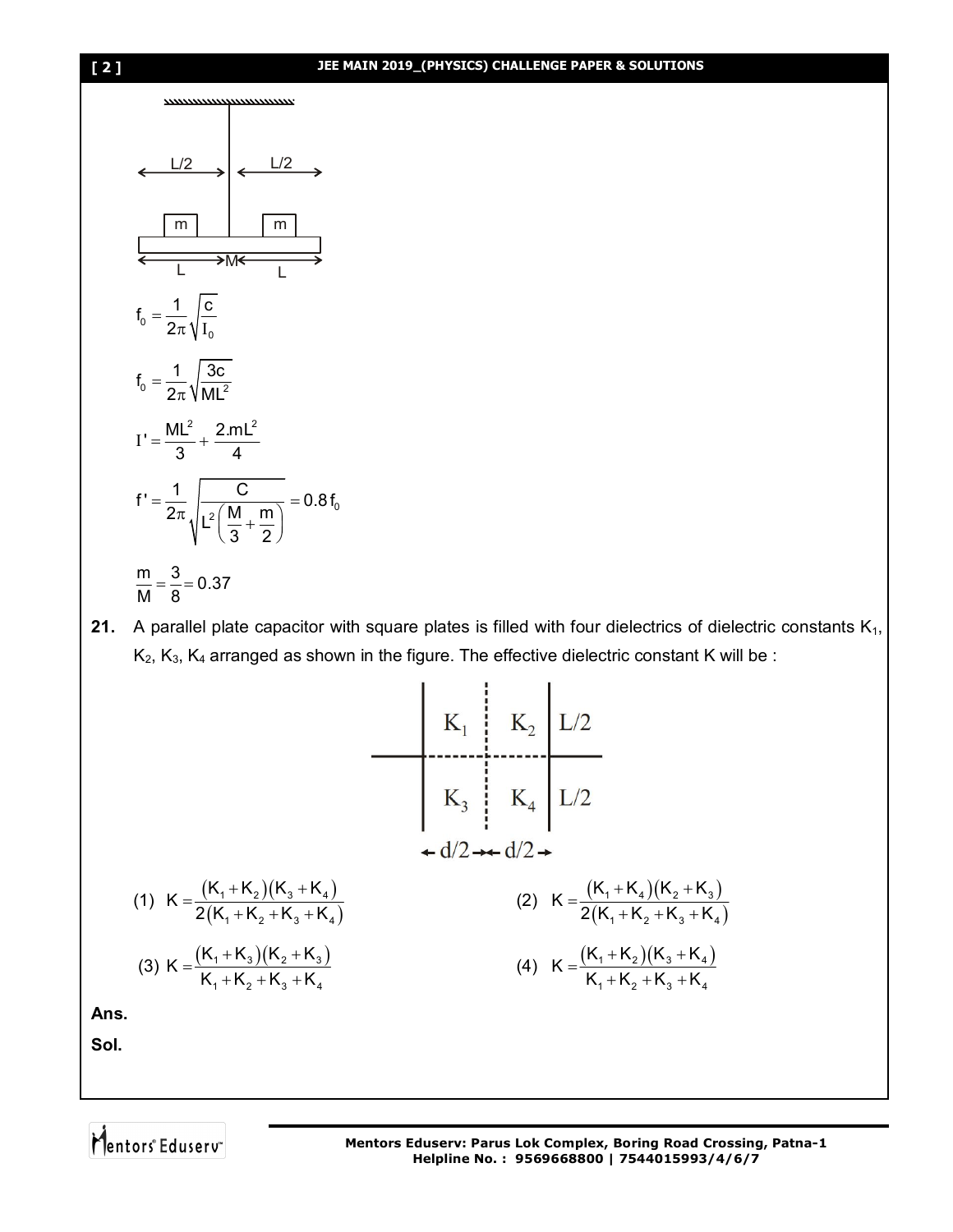$$f_0 = \frac{1}{2\pi}\sqrt{\frac{c}{I_0}}$$

$$f_0 = \frac{1}{2\pi}\sqrt{\frac{3c}{ML^2}}$$

$$I' = \frac{ML^2}{3} + \frac{2.mL^2}{4}$$

$$f' = \frac{1}{2\pi}\sqrt{\frac{C}{L^2\left(\frac{M}{3}+\frac{m}{2}\right)}} = 0.8 f_0$$

$$\frac{m}{M} = \frac{3}{8} = 0.37$$

**21.** A parallel plate capacitor with square plates is filled with four dielectrics of dielectric constants $K_1$, $K_2$, $K_3$, $K_4$ arranged as shown in the figure. The effective dielectric constant K will be :

(1) $K = \frac{(K_1+K_2)(K_3+K_4)}{2(K_1+K_2+K_3+K_4)}$

(2) $K = \frac{(K_1+K_4)(K_2+K_3)}{2(K_1+K_2+K_3+K_4)}$

(3) $K = \frac{(K_1+K_3)(K_2+K_3)}{K_1+K_2+K_3+K_4}$

(4) $K = \frac{(K_1+K_2)(K_3+K_4)}{K_1+K_2+K_3+K_4}$

**Ans.**

**Sol.**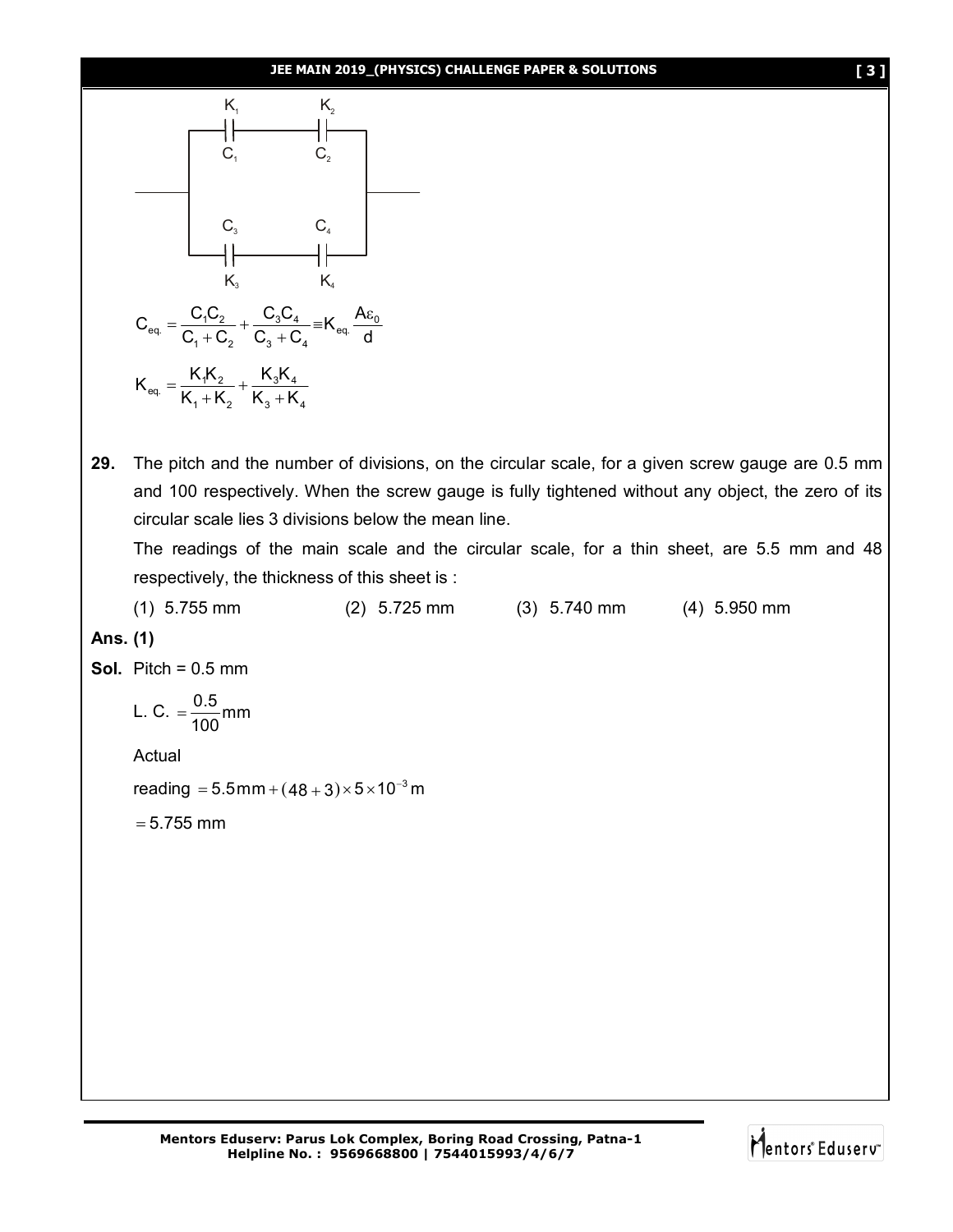$$C_{eq.} = \frac{C_1C_2}{C_1+C_2} + \frac{C_3C_4}{C_3+C_4} \equiv K_{eq.}\frac{A\varepsilon_0}{d}$$

$$K_{eq.} = \frac{K_1K_2}{K_1+K_2} + \frac{K_3K_4}{K_3+K_4}$$

**29.** The pitch and the number of divisions, on the circular scale, for a given screw gauge are 0.5 mm and 100 respectively. When the screw gauge is fully tightened without any object, the zero of its circular scale lies 3 divisions below the mean line.

The readings of the main scale and the circular scale, for a thin sheet, are 5.5 mm and 48 respectively, the thickness of this sheet is :

(1) 5.755 mm (2) 5.725 mm (3) 5.740 mm (4) 5.950 mm

**Ans. (1)**

**Sol.** Pitch = 0.5 mm

$$\text{L. C.} = \frac{0.5}{100}\text{mm}$$

Actual

$$\text{reading} = 5.5\,\text{mm} + (48+3)\times 5\times 10^{-3}\,\text{m}$$

$$= 5.755\text{ mm}$$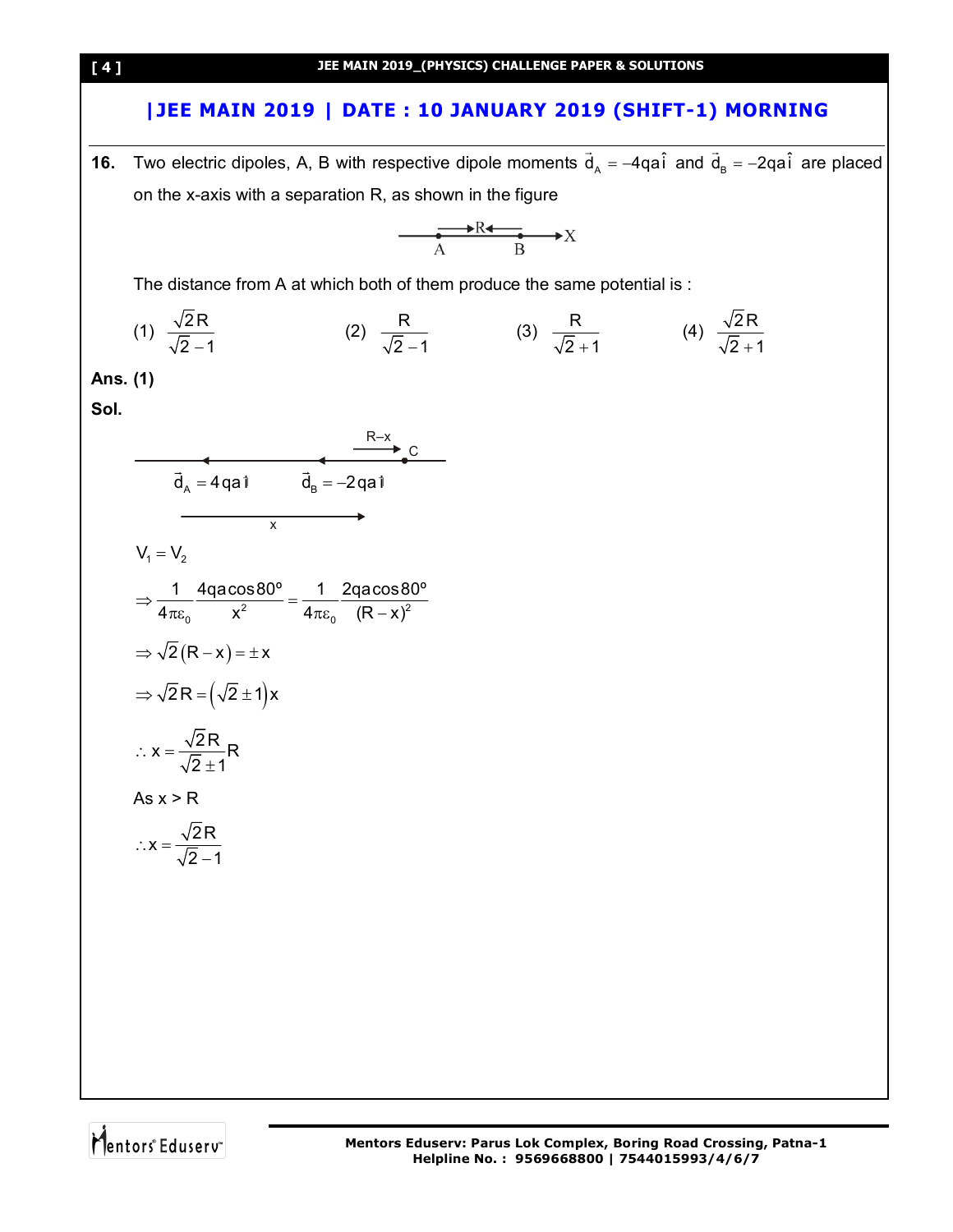## |JEE MAIN 2019 | DATE : 10 JANUARY 2019 (SHIFT-1) MORNING

**16.** Two electric dipoles, A, B with respective dipole moments $\vec{d}_A = -4qa\hat{i}$ and $\vec{d}_B = -2qa\hat{i}$ are placed on the x-axis with a separation R, as shown in the figure

The distance from A at which both of them produce the same potential is :

(1) $\frac{\sqrt{2}R}{\sqrt{2}-1}$ (2) $\frac{R}{\sqrt{2}-1}$ (3) $\frac{R}{\sqrt{2}+1}$ (4) $\frac{\sqrt{2}R}{\sqrt{2}+1}$

**Ans. (1)**

**Sol.**

$\vec{d}_A = 4qa\hat{i}$ $\vec{d}_B = -2qa\hat{i}$

$V_1 = V_2$

$$\Rightarrow \frac{1}{4\pi\varepsilon_0}\frac{4qa\cos 80^o}{x^2} = \frac{1}{4\pi\varepsilon_0}\frac{2qa\cos 80^o}{(R-x)^2}$$

$$\Rightarrow \sqrt{2}(R-x) = \pm x$$

$$\Rightarrow \sqrt{2}R = (\sqrt{2} \pm 1)x$$

$$\therefore x = \frac{\sqrt{2}R}{\sqrt{2} \pm 1}R$$

As x > R

$$\therefore x = \frac{\sqrt{2}R}{\sqrt{2}-1}$$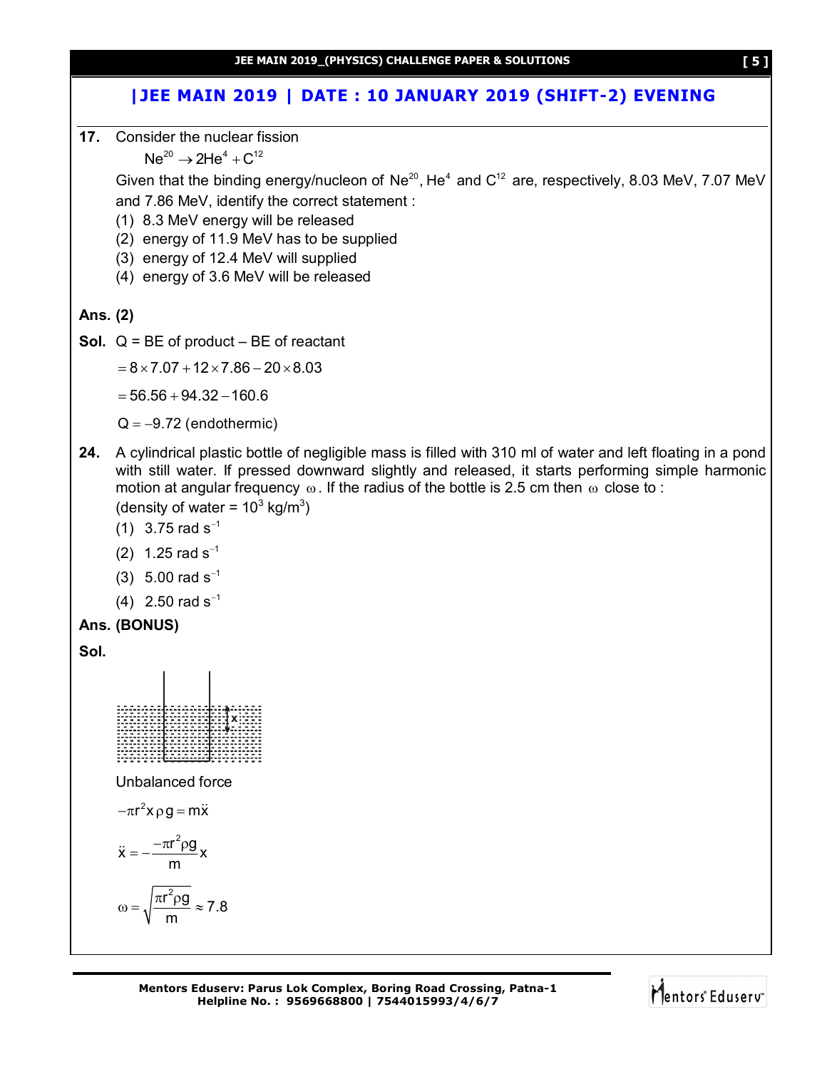## |JEE MAIN 2019 | DATE : 10 JANUARY 2019 (SHIFT-2) EVENING

**17.** Consider the nuclear fission

$$Ne^{20} \rightarrow 2He^{4} + C^{12}$$

Given that the binding energy/nucleon of $Ne^{20}$, $He^{4}$ and $C^{12}$ are, respectively, 8.03 MeV, 7.07 MeV and 7.86 MeV, identify the correct statement :

(1) 8.3 MeV energy will be released

(2) energy of 11.9 MeV has to be supplied

(3) energy of 12.4 MeV will supplied

(4) energy of 3.6 MeV will be released

**Ans. (2)**

**Sol.** Q = BE of product – BE of reactant

$= 8 \times 7.07 + 12 \times 7.86 - 20 \times 8.03$

$= 56.56 + 94.32 - 160.6$

$Q = -9.72$ (endothermic)

**24.** A cylindrical plastic bottle of negligible mass is filled with 310 ml of water and left floating in a pond with still water. If pressed downward slightly and released, it starts performing simple harmonic motion at angular frequency $\omega$. If the radius of the bottle is 2.5 cm then $\omega$ close to :

(density of water = $10^{3}$ kg/m$^{3}$)

(1) 3.75 rad s$^{-1}$

(2) 1.25 rad s$^{-1}$

(3) 5.00 rad s$^{-1}$

(4) 2.50 rad s$^{-1}$

**Ans. (BONUS)**

**Sol.**

Unbalanced force

$$-\pi r^{2} x \rho g = m\ddot{x}$$

$$\ddot{x} = -\frac{-\pi r^{2} \rho g}{m} x$$

$$\omega = \sqrt{\frac{\pi r^{2} \rho g}{m}} \approx 7.8$$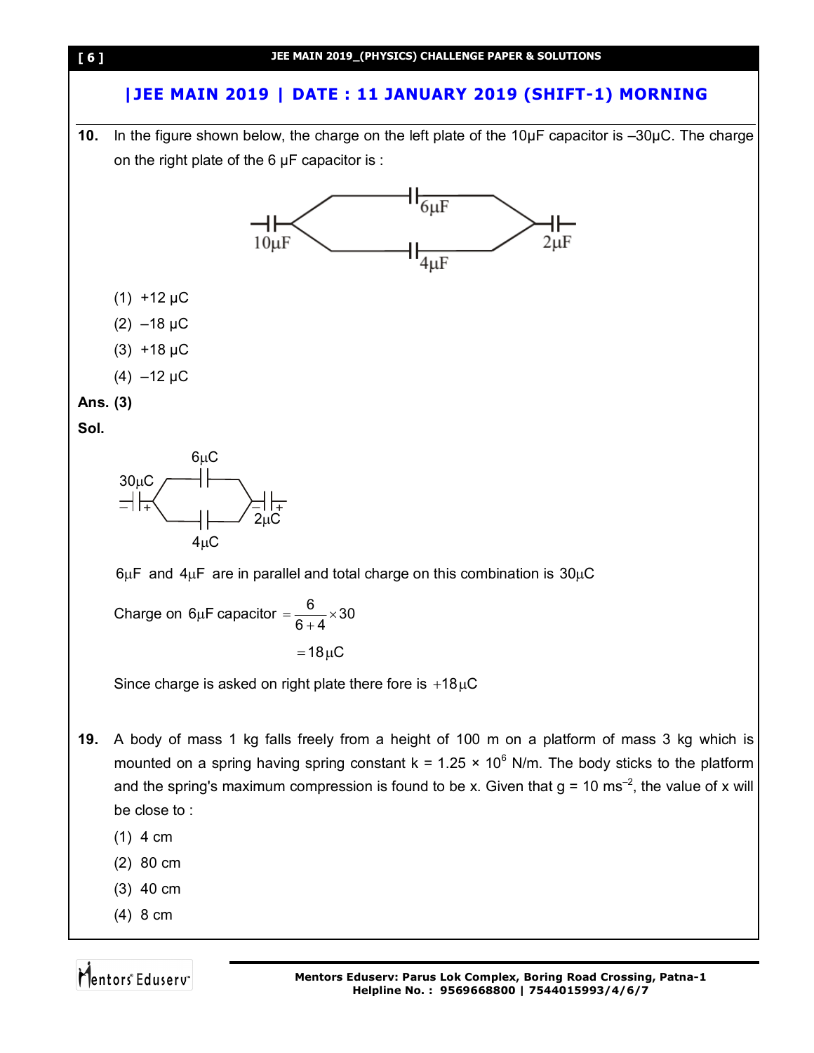## |JEE MAIN 2019 | DATE : 11 JANUARY 2019 (SHIFT-1) MORNING

**10.** In the figure shown below, the charge on the left plate of the 10μF capacitor is –30μC. The charge on the right plate of the 6 μF capacitor is :

(1) +12 μC

(2) –18 μC

(3) +18 μC

(4) –12 μC

**Ans. (3)**

**Sol.**

$6\mu F$ and $4\mu F$ are in parallel and total charge on this combination is $30\mu C$

$$\text{Charge on } 6\mu F \text{ capacitor} = \frac{6}{6+4} \times 30$$

$$= 18\mu C$$

Since charge is asked on right plate there fore is $+18\mu C$

**19.** A body of mass 1 kg falls freely from a height of 100 m on a platform of mass 3 kg which is mounted on a spring having spring constant k = $1.25 \times 10^6$ N/m. The body sticks to the platform and the spring's maximum compression is found to be x. Given that g = 10 $ms^{-2}$, the value of x will be close to :

(1) 4 cm

(2) 80 cm

(3) 40 cm

(4) 8 cm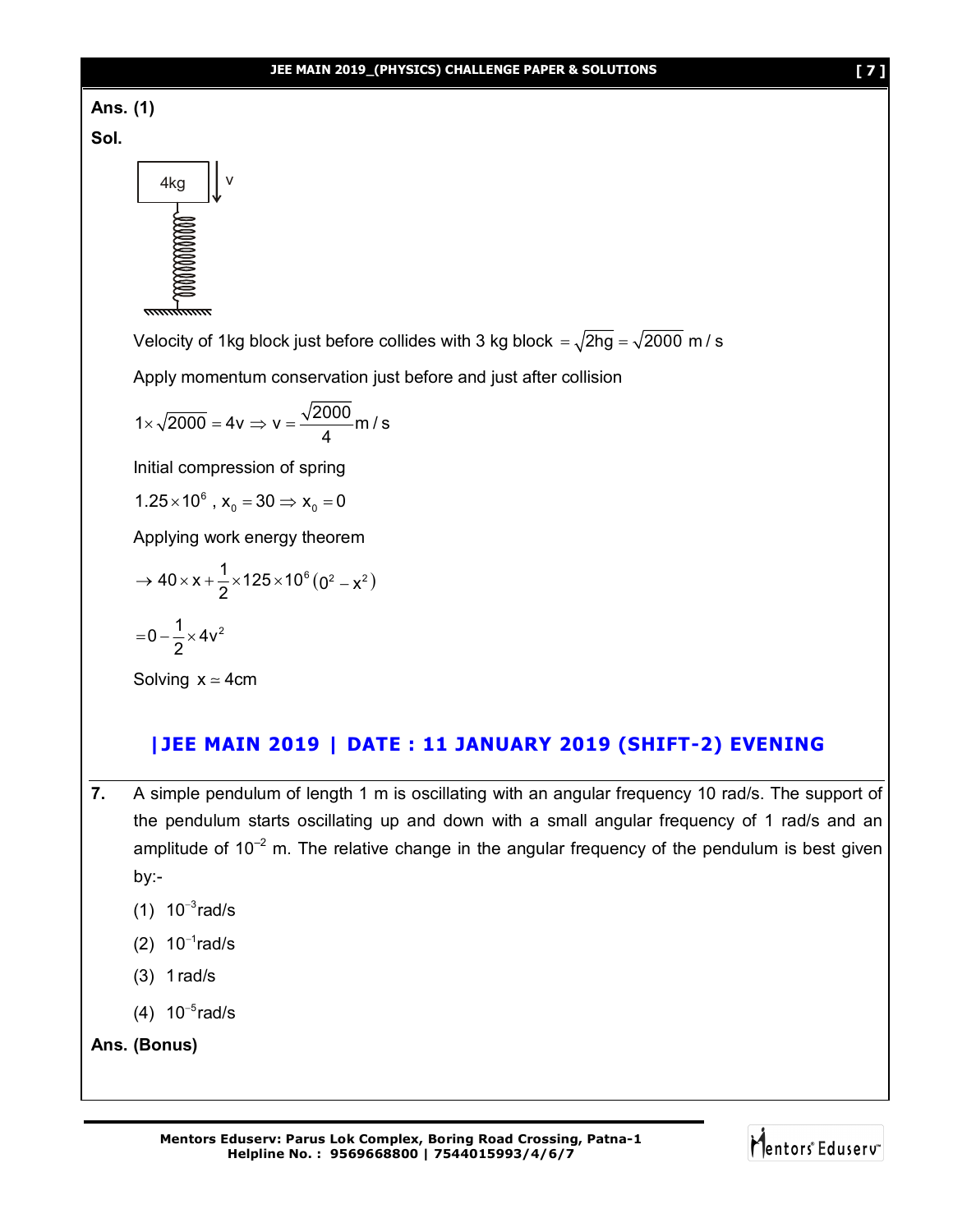**Ans. (1)**

**Sol.**

Velocity of 1kg block just before collides with 3 kg block $= \sqrt{2hg} = \sqrt{2000}$ m / s

Apply momentum conservation just before and just after collision

$$1 \times \sqrt{2000} = 4v \Rightarrow v = \frac{\sqrt{2000}}{4} \text{m / s}$$

Initial compression of spring

$$1.25 \times 10^6 \text{ , } x_0 = 30 \Rightarrow x_0 = 0$$

Applying work energy theorem

$$\rightarrow 40 \times x + \frac{1}{2} \times 125 \times 10^6 \left(0^2 - x^2\right)$$

$$= 0 - \frac{1}{2} \times 4v^2$$

Solving $x \simeq 4\text{cm}$

## |JEE MAIN 2019 | DATE : 11 JANUARY 2019 (SHIFT-2) EVENING

**7.** A simple pendulum of length 1 m is oscillating with an angular frequency 10 rad/s. The support of the pendulum starts oscillating up and down with a small angular frequency of 1 rad/s and an amplitude of $10^{-2}$ m. The relative change in the angular frequency of the pendulum is best given by:-

(1) $10^{-3}$rad/s

(2) $10^{-1}$rad/s

(3) 1 rad/s

(4) $10^{-5}$rad/s

**Ans. (Bonus)**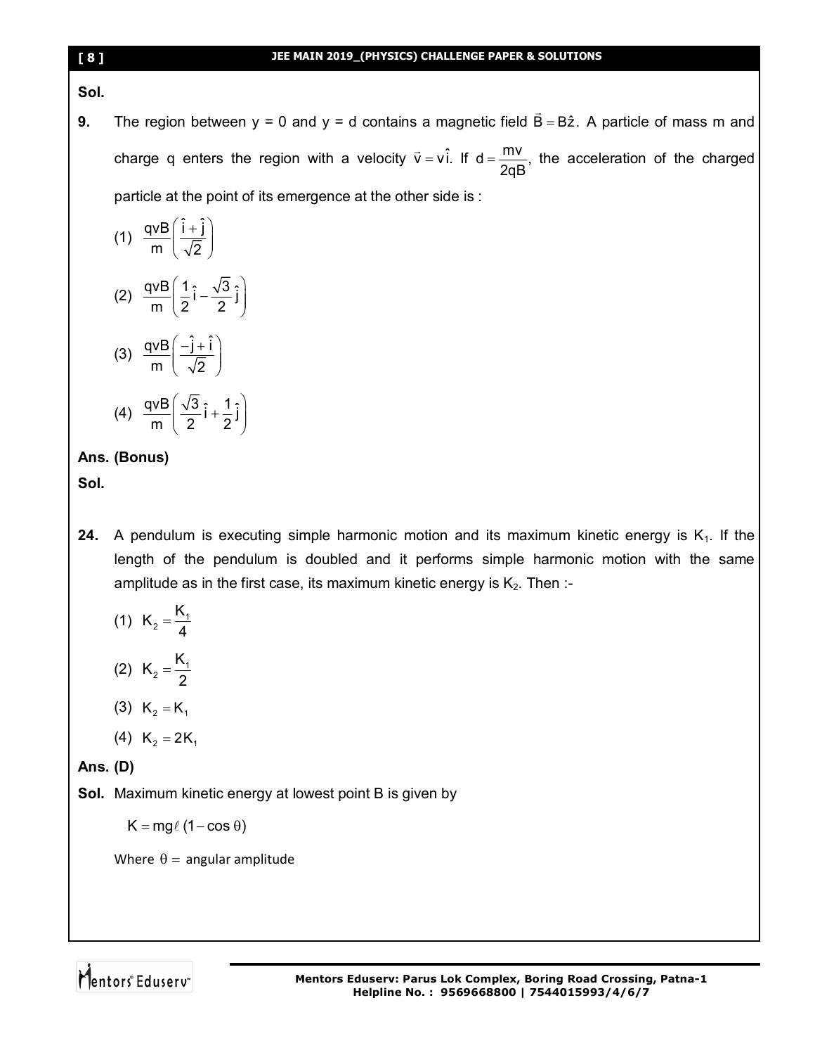**Sol.**

**9.** The region between y = 0 and y = d contains a magnetic field $\vec{B} = B\hat{z}$. A particle of mass m and charge q enters the region with a velocity $\vec{v} = v\hat{i}$. If $d = \frac{mv}{2qB}$, the acceleration of the charged particle at the point of its emergence at the other side is :

(1) $\frac{qvB}{m}\left(\frac{\hat{i}+\hat{j}}{\sqrt{2}}\right)$

(2) $\frac{qvB}{m}\left(\frac{1}{2}\hat{i}-\frac{\sqrt{3}}{2}\hat{j}\right)$

(3) $\frac{qvB}{m}\left(\frac{-\hat{j}+\hat{i}}{\sqrt{2}}\right)$

(4) $\frac{qvB}{m}\left(\frac{\sqrt{3}}{2}\hat{i}+\frac{1}{2}\hat{j}\right)$

**Ans. (Bonus)**

**Sol.**

**24.** A pendulum is executing simple harmonic motion and its maximum kinetic energy is $K_1$. If the length of the pendulum is doubled and it performs simple harmonic motion with the same amplitude as in the first case, its maximum kinetic energy is $K_2$. Then :-

(1) $K_2 = \frac{K_1}{4}$

(2) $K_2 = \frac{K_1}{2}$

(3) $K_2 = K_1$

(4) $K_2 = 2K_1$

**Ans. (D)**

**Sol.** Maximum kinetic energy at lowest point B is given by

$$K = mg\ell(1-\cos\theta)$$

Where $\theta =$ angular amplitude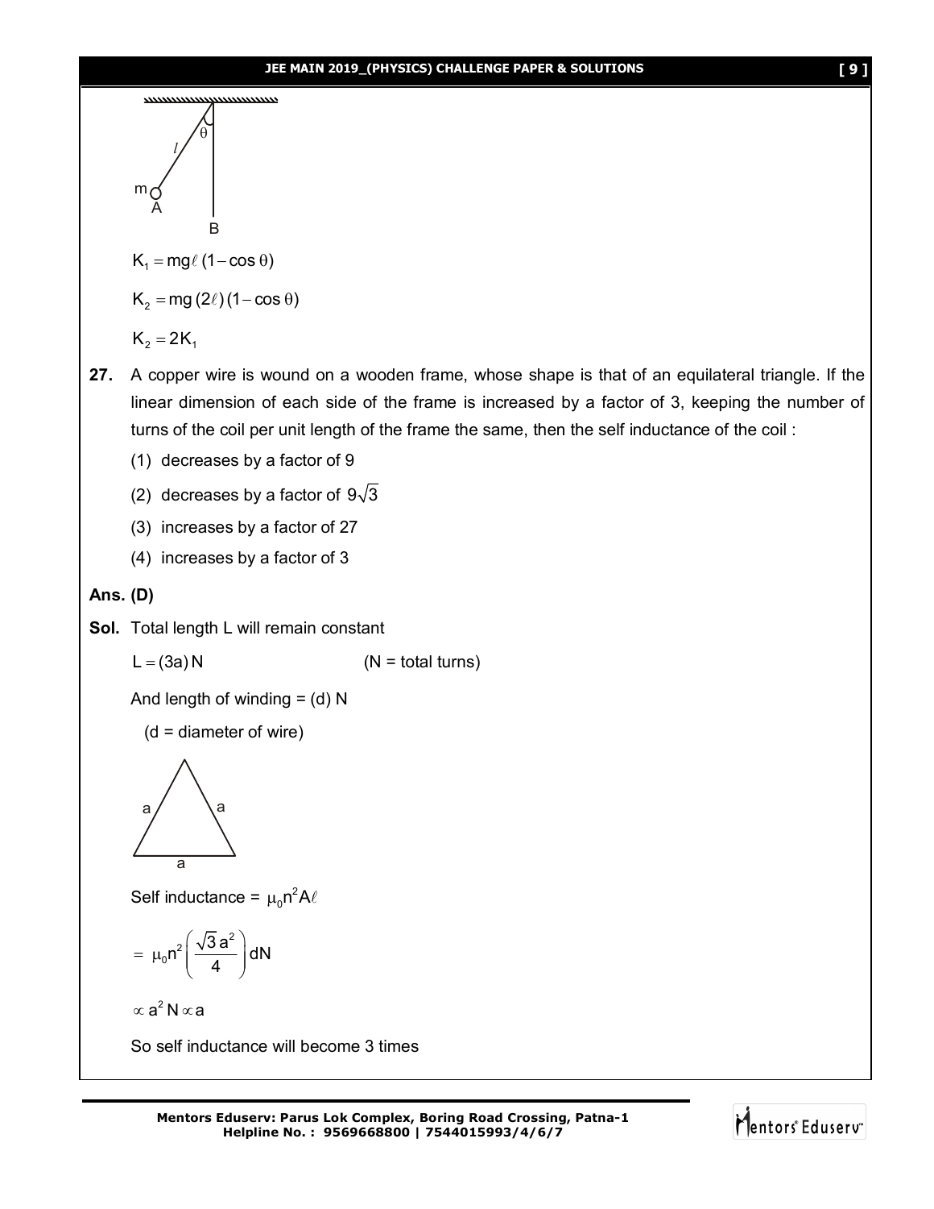$K_1 = mg\ell\,(1 - \cos\theta)$

$K_2 = mg\,(2\ell)\,(1 - \cos\theta)$

$K_2 = 2K_1$

**27.** A copper wire is wound on a wooden frame, whose shape is that of an equilateral triangle. If the linear dimension of each side of the frame is increased by a factor of 3, keeping the number of turns of the coil per unit length of the frame the same, then the self inductance of the coil :

(1) decreases by a factor of 9

(2) decreases by a factor of $9\sqrt{3}$

(3) increases by a factor of 27

(4) increases by a factor of 3

**Ans. (D)**

**Sol.** Total length L will remain constant

$L = (3a)\,N$ (N = total turns)

And length of winding = (d) N

(d = diameter of wire)

Self inductance = $\mu_0 n^2 A\ell$

$$= \mu_0 n^2 \left(\frac{\sqrt{3}\,a^2}{4}\right) dN$$

$\propto a^2 N \propto a$

So self inductance will become 3 times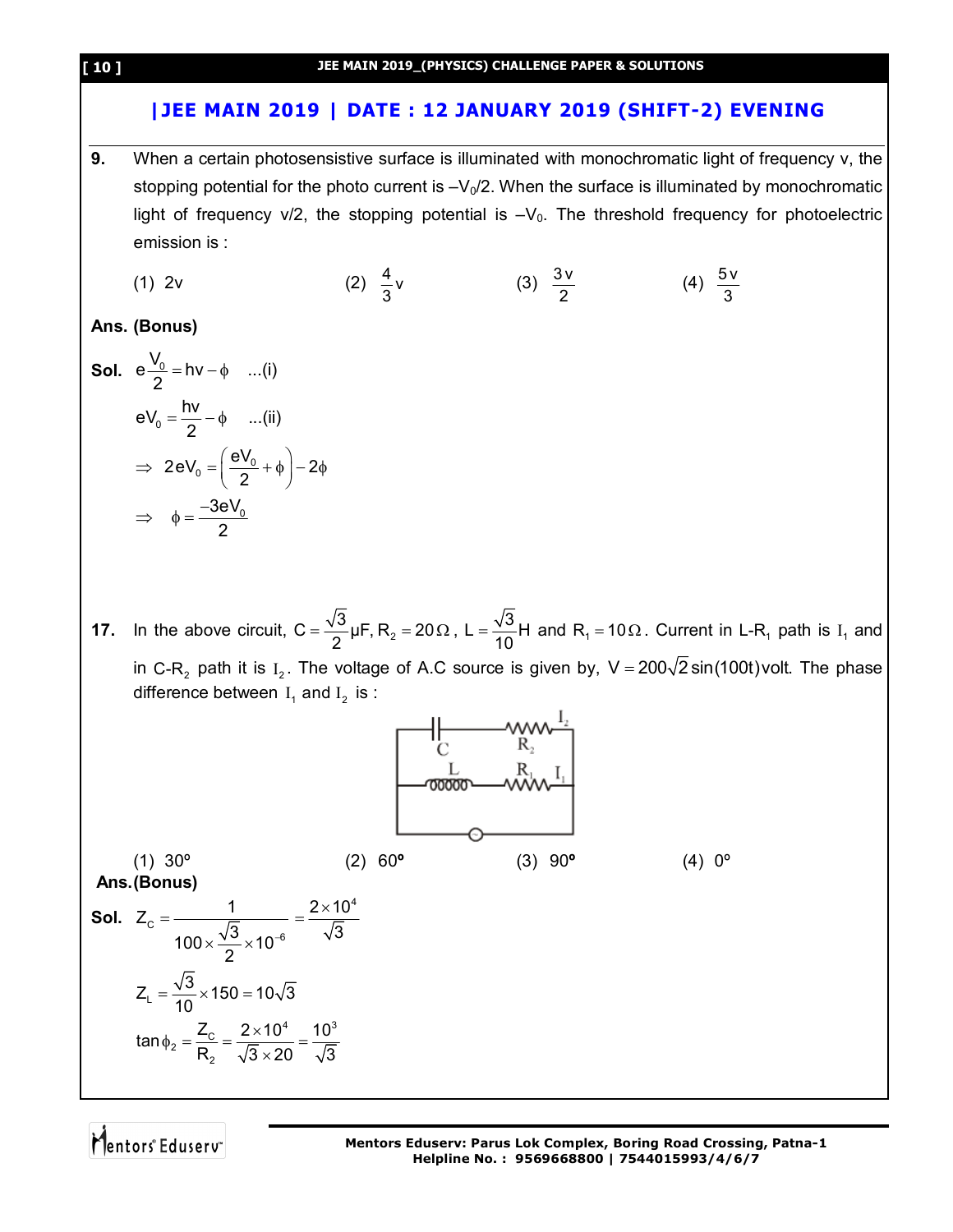## |JEE MAIN 2019 | DATE : 12 JANUARY 2019 (SHIFT-2) EVENING

**9.** When a certain photosensistive surface is illuminated with monochromatic light of frequency v, the stopping potential for the photo current is $-V_0/2$. When the surface is illuminated by monochromatic light of frequency v/2, the stopping potential is $-V_0$. The threshold frequency for photoelectric emission is :

(1) 2v (2) $\frac{4}{3}v$ (3) $\frac{3v}{2}$ (4) $\frac{5v}{3}$

**Ans. (Bonus)**

**Sol.** $e\frac{V_0}{2} = hv - \phi$ ...(i)

$eV_0 = \frac{hv}{2} - \phi$ ...(ii)

$\Rightarrow 2eV_0 = \left(\frac{eV_0}{2} + \phi\right) - 2\phi$

$\Rightarrow \phi = \frac{-3eV_0}{2}$

**17.** In the above circuit, $C = \frac{\sqrt{3}}{2}\mu F, R_2 = 20\Omega$, $L = \frac{\sqrt{3}}{10}H$ and $R_1 = 10\Omega$. Current in L-$R_1$ path is $I_1$ and in C-$R_2$ path it is $I_2$. The voltage of A.C source is given by, $V = 200\sqrt{2}\sin(100t)$ volt. The phase difference between $I_1$ and $I_2$ is :

(1) 30º (2) 60º (3) 90º (4) 0º

**Ans.(Bonus)**

**Sol.** $Z_C = \frac{1}{100 \times \frac{\sqrt{3}}{2} \times 10^{-6}} = \frac{2 \times 10^4}{\sqrt{3}}$

$Z_L = \frac{\sqrt{3}}{10} \times 150 = 10\sqrt{3}$

$\tan\phi_2 = \frac{Z_C}{R_2} = \frac{2 \times 10^4}{\sqrt{3} \times 20} = \frac{10^3}{\sqrt{3}}$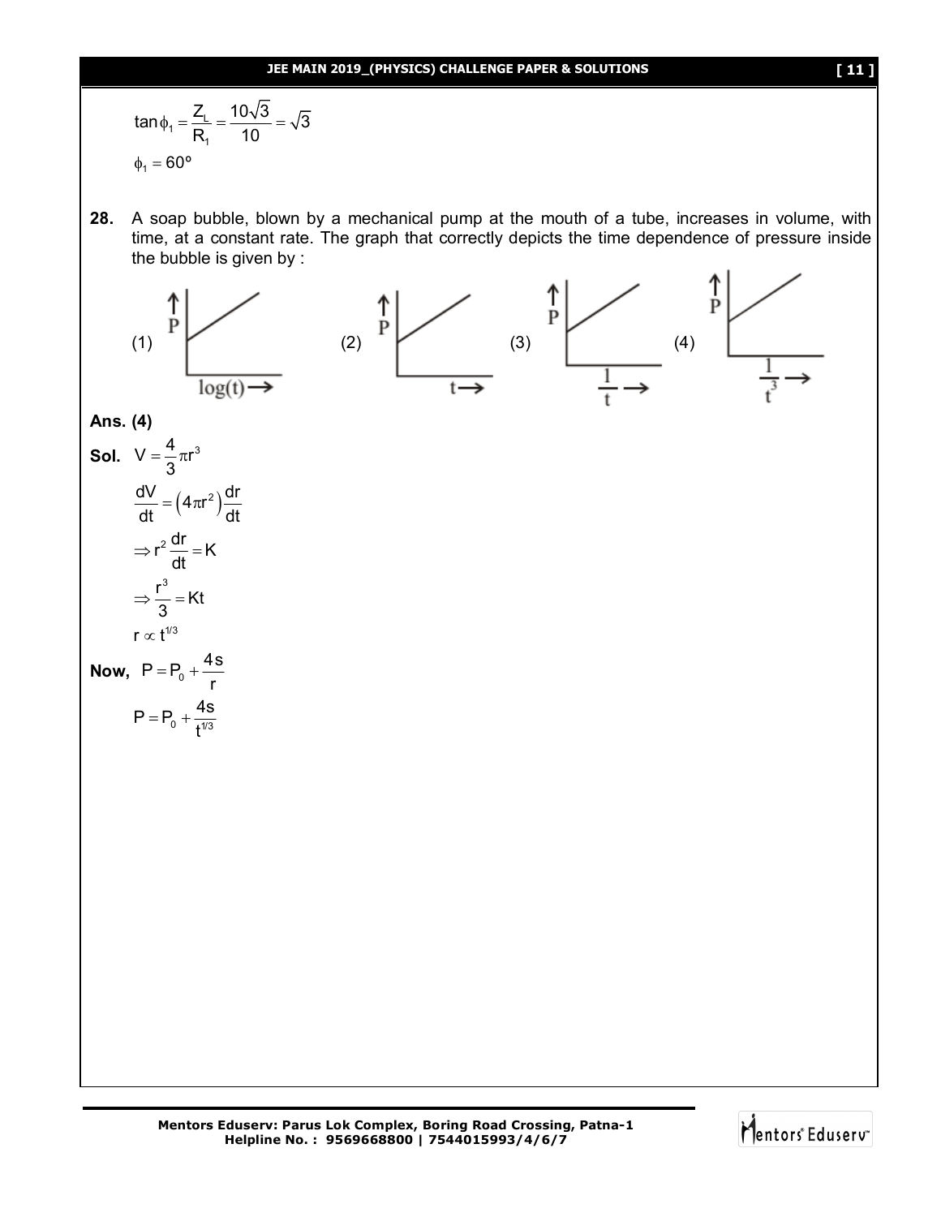$$\tan\phi_1 = \frac{Z_L}{R_1} = \frac{10\sqrt{3}}{10} = \sqrt{3}$$

$$\phi_1 = 60°$$

**28.** A soap bubble, blown by a mechanical pump at the mouth of a tube, increases in volume, with time, at a constant rate. The graph that correctly depicts the time dependence of pressure inside the bubble is given by :

(1) P, $\log(t) \rightarrow$

(2) P, $t \rightarrow$

(3) P, $\frac{1}{t} \rightarrow$

(4) P, $\frac{1}{t^3} \rightarrow$

**Ans. (4)**

**Sol.** $V = \frac{4}{3}\pi r^3$

$$\frac{dV}{dt} = \left(4\pi r^2\right)\frac{dr}{dt}$$

$$\Rightarrow r^2 \frac{dr}{dt} = K$$

$$\Rightarrow \frac{r^3}{3} = Kt$$

$$r \propto t^{1/3}$$

**Now,** $P = P_0 + \frac{4s}{r}$

$$P = P_0 + \frac{4s}{t^{1/3}}$$